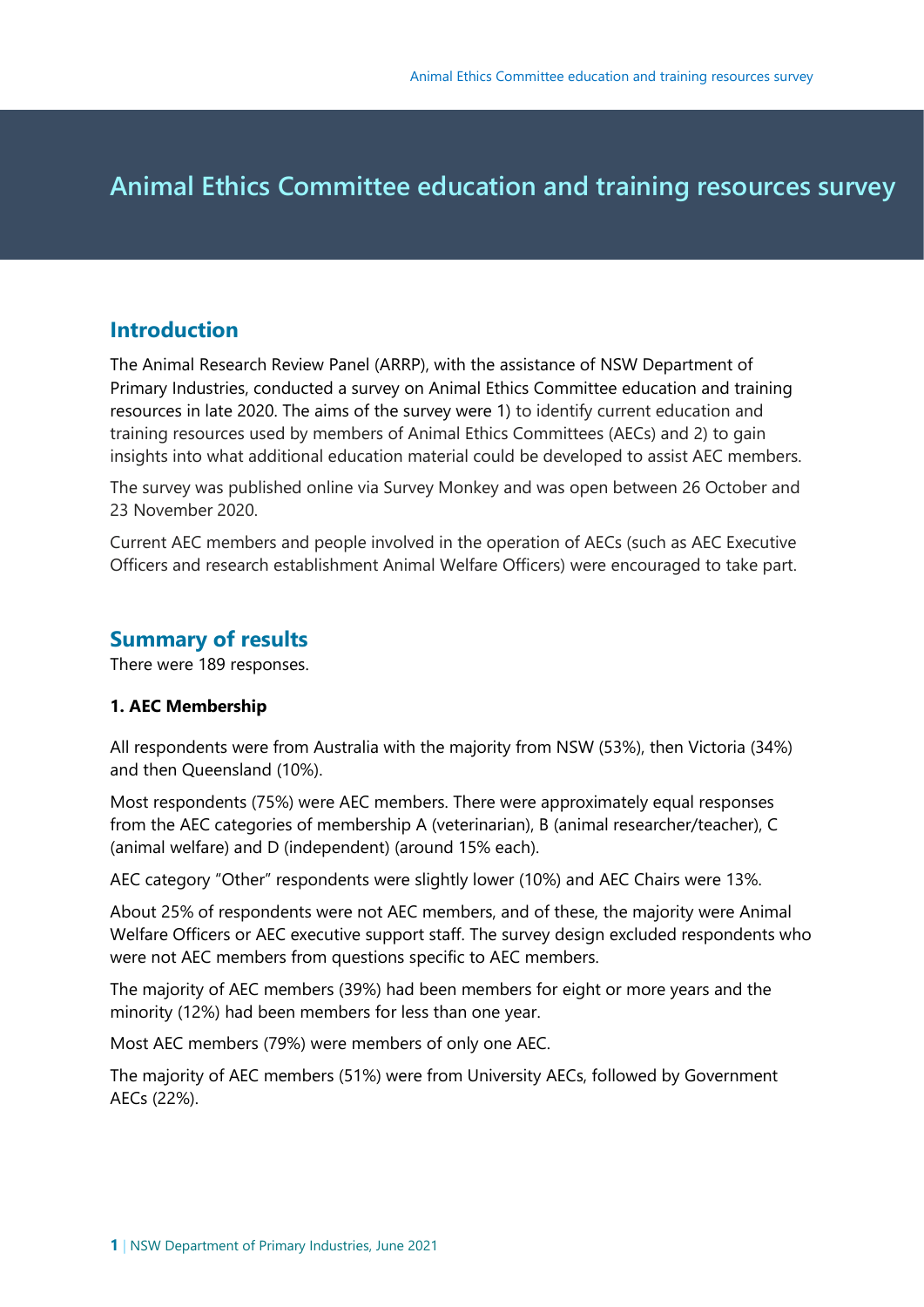# Animal Ethics Committee education and training resources survey

## Introduction

The Animal Research Review Panel (ARRP), with the assistance of NSW Department of Primary Industries, conducted a survey on Animal Ethics Committee education and training resources in late 2020. The aims of the survey were 1) to identify current education and training resources used by members of Animal Ethics Committees (AECs) and 2) to gain insights into what additional education material could be developed to assist AEC members.

The survey was published online via Survey Monkey and was open between 26 October and 23 November 2020.

Current AEC members and people involved in the operation of AECs (such as AEC Executive Officers and research establishment Animal Welfare Officers) were encouraged to take part.

## Summary of results

There were 189 responses.

### 1. AEC Membership

All respondents were from Australia with the majority from NSW (53%), then Victoria (34%) and then Queensland (10%).

Most respondents (75%) were AEC members. There were approximately equal responses from the AEC categories of membership A (veterinarian), B (animal researcher/teacher), C (animal welfare) and D (independent) (around 15% each).

AEC category "Other" respondents were slightly lower (10%) and AEC Chairs were 13%.

About 25% of respondents were not AEC members, and of these, the majority were Animal Welfare Officers or AEC executive support staff. The survey design excluded respondents who were not AEC members from questions specific to AEC members.

The majority of AEC members (39%) had been members for eight or more years and the minority (12%) had been members for less than one year.

Most AEC members (79%) were members of only one AEC.

The majority of AEC members (51%) were from University AECs, followed by Government AECs (22%).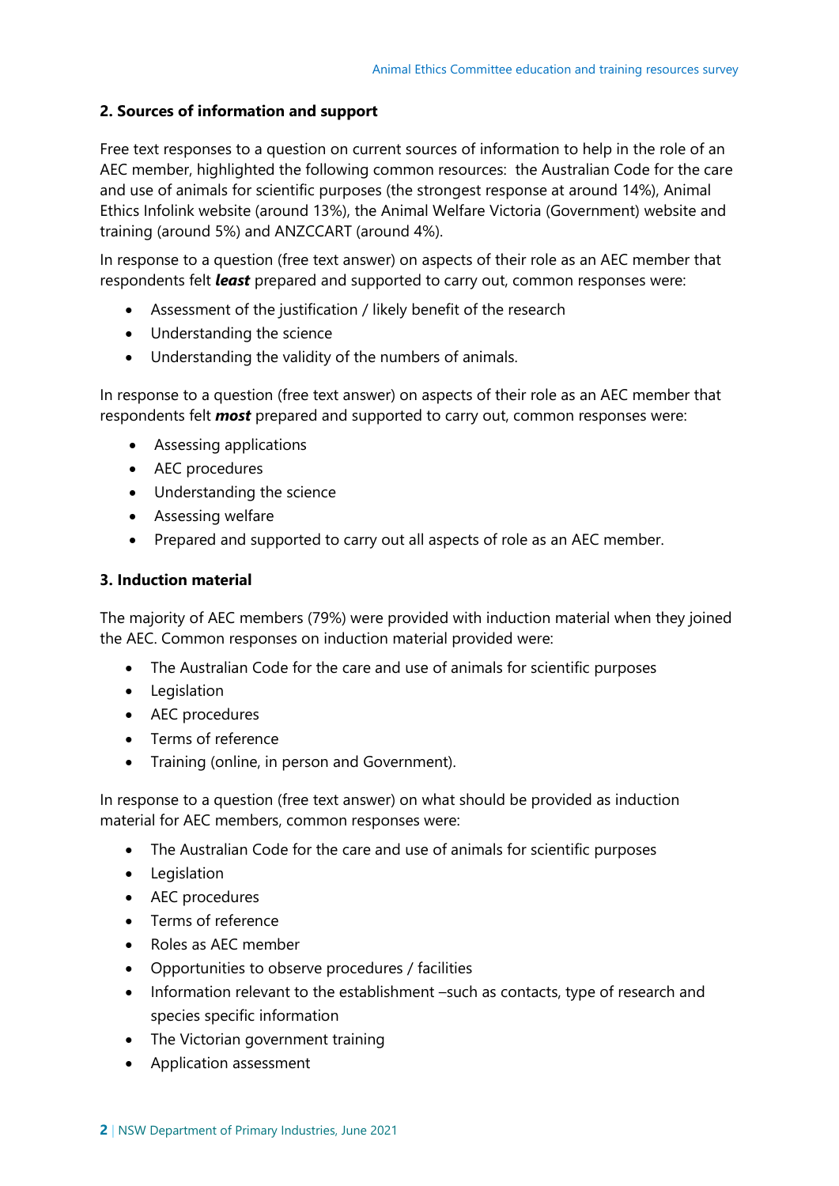## 2. Sources of information and support

Free text responses to a question on current sources of information to help in the role of an AEC member, highlighted the following common resources: the Australian Code for the care and use of animals for scientific purposes (the strongest response at around 14%), Animal Ethics Infolink website (around 13%), the Animal Welfare Victoria (Government) website and training (around 5%) and ANZCCART (around 4%).

In response to a question (free text answer) on aspects of their role as an AEC member that respondents felt ***least*** prepared and supported to carry out, common responses were:

- Assessment of the justification / likely benefit of the research
- Understanding the science
- Understanding the validity of the numbers of animals.

In response to a question (free text answer) on aspects of their role as an AEC member that respondents felt ***most*** prepared and supported to carry out, common responses were:

- Assessing applications
- AEC procedures
- Understanding the science
- Assessing welfare
- Prepared and supported to carry out all aspects of role as an AEC member.

## 3. Induction material

The majority of AEC members (79%) were provided with induction material when they joined the AEC. Common responses on induction material provided were:

- The Australian Code for the care and use of animals for scientific purposes
- Legislation
- AEC procedures
- Terms of reference
- Training (online, in person and Government).

In response to a question (free text answer) on what should be provided as induction material for AEC members, common responses were:

- The Australian Code for the care and use of animals for scientific purposes
- Legislation
- AEC procedures
- Terms of reference
- Roles as AEC member
- Opportunities to observe procedures / facilities
- Information relevant to the establishment –such as contacts, type of research and species specific information
- The Victorian government training
- Application assessment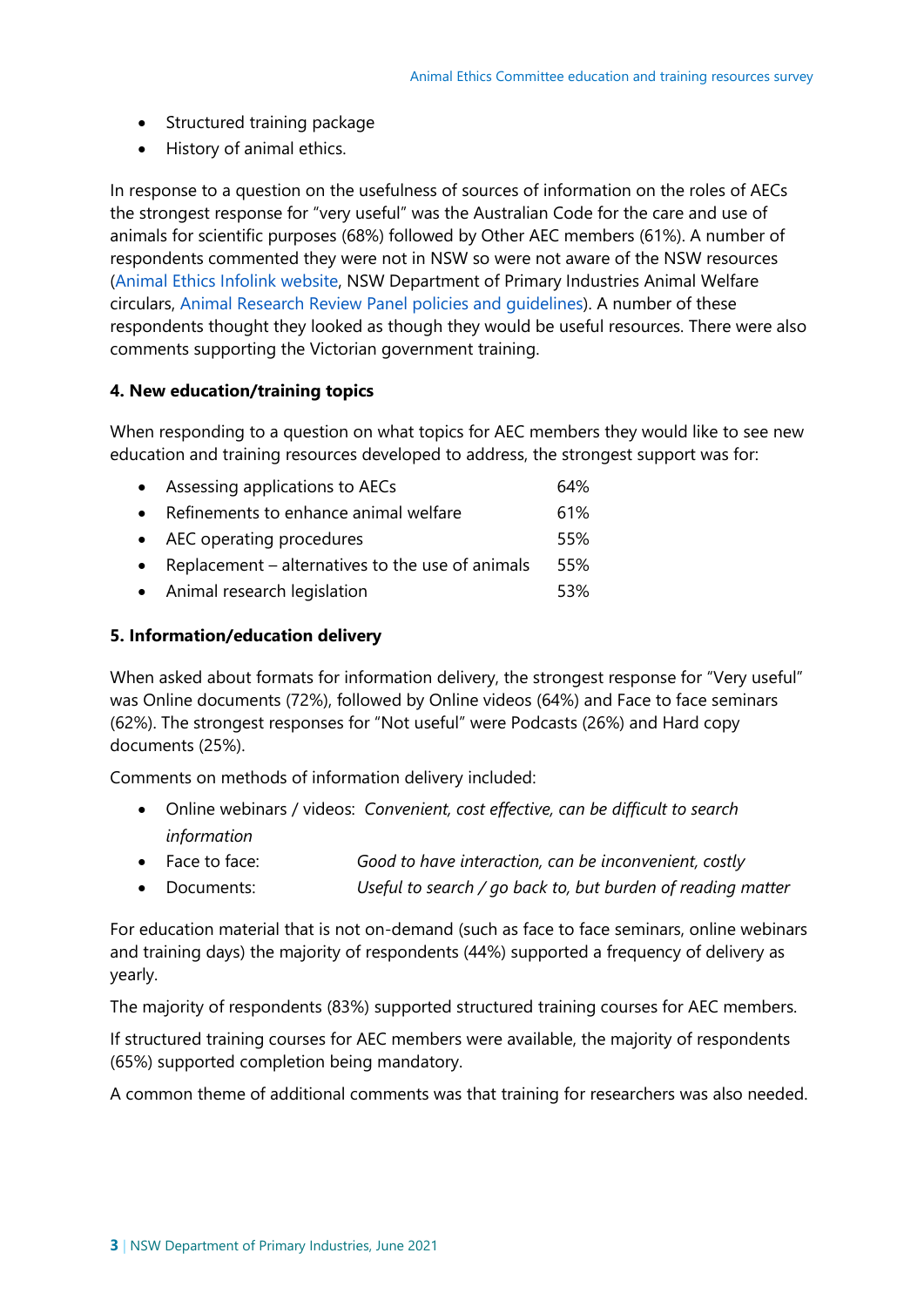- Structured training package
- History of animal ethics.

In response to a question on the usefulness of sources of information on the roles of AECs the strongest response for "very useful" was the Australian Code for the care and use of animals for scientific purposes (68%) followed by Other AEC members (61%). A number of respondents commented they were not in NSW so were not aware of the NSW resources (Animal Ethics Infolink website, NSW Department of Primary Industries Animal Welfare circulars, Animal Research Review Panel policies and guidelines). A number of these respondents thought they looked as though they would be useful resources. There were also comments supporting the Victorian government training.

**4. New education/training topics**

When responding to a question on what topics for AEC members they would like to see new education and training resources developed to address, the strongest support was for:

- Assessing applications to AECs 64%
- Refinements to enhance animal welfare 61%
- AEC operating procedures 55%
- Replacement – alternatives to the use of animals 55%
- Animal research legislation 53%

**5. Information/education delivery**

When asked about formats for information delivery, the strongest response for "Very useful" was Online documents (72%), followed by Online videos (64%) and Face to face seminars (62%). The strongest responses for "Not useful" were Podcasts (26%) and Hard copy documents (25%).

Comments on methods of information delivery included:

- Online webinars / videos: *Convenient, cost effective, can be difficult to search information*
- Face to face: *Good to have interaction, can be inconvenient, costly*
- Documents: *Useful to search / go back to, but burden of reading matter*

For education material that is not on-demand (such as face to face seminars, online webinars and training days) the majority of respondents (44%) supported a frequency of delivery as yearly.

The majority of respondents (83%) supported structured training courses for AEC members.

If structured training courses for AEC members were available, the majority of respondents (65%) supported completion being mandatory.

A common theme of additional comments was that training for researchers was also needed.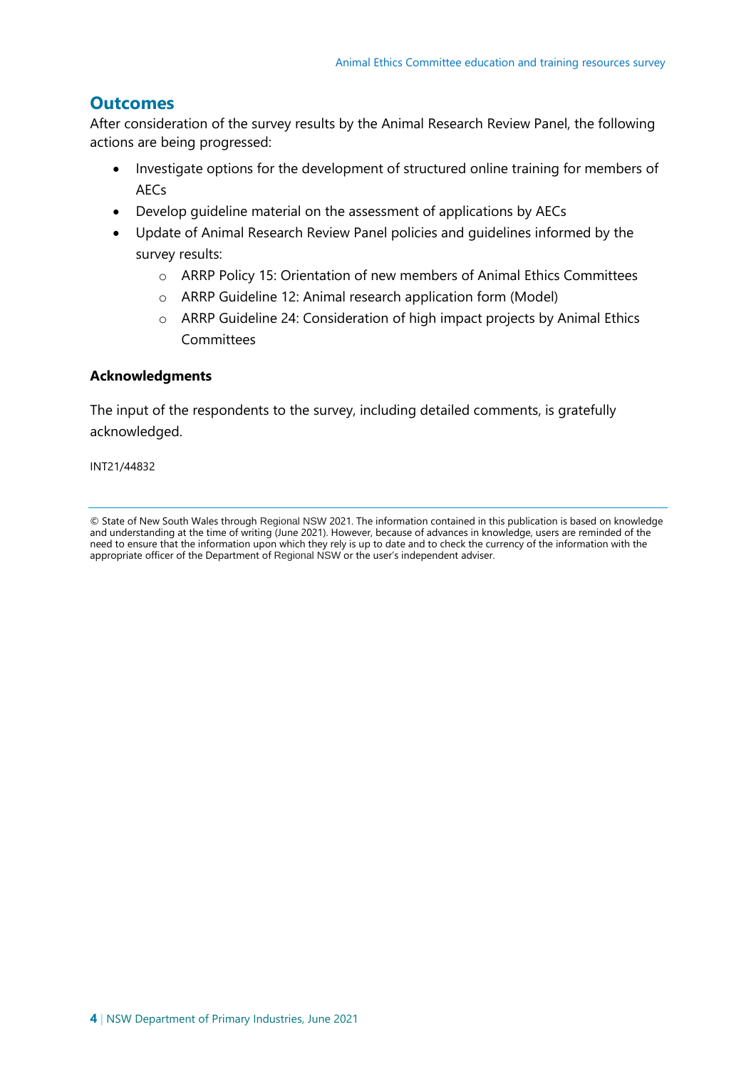## Outcomes

After consideration of the survey results by the Animal Research Review Panel, the following actions are being progressed:

- Investigate options for the development of structured online training for members of AECs
- Develop guideline material on the assessment of applications by AECs
- Update of Animal Research Review Panel policies and guidelines informed by the survey results:
  - ARRP Policy 15: Orientation of new members of Animal Ethics Committees
  - ARRP Guideline 12: Animal research application form (Model)
  - ARRP Guideline 24: Consideration of high impact projects by Animal Ethics Committees

**Acknowledgments**

The input of the respondents to the survey, including detailed comments, is gratefully acknowledged.

INT21/44832

© State of New South Wales through Regional NSW 2021. The information contained in this publication is based on knowledge and understanding at the time of writing (June 2021). However, because of advances in knowledge, users are reminded of the need to ensure that the information upon which they rely is up to date and to check the currency of the information with the appropriate officer of the Department of Regional NSW or the user's independent adviser.